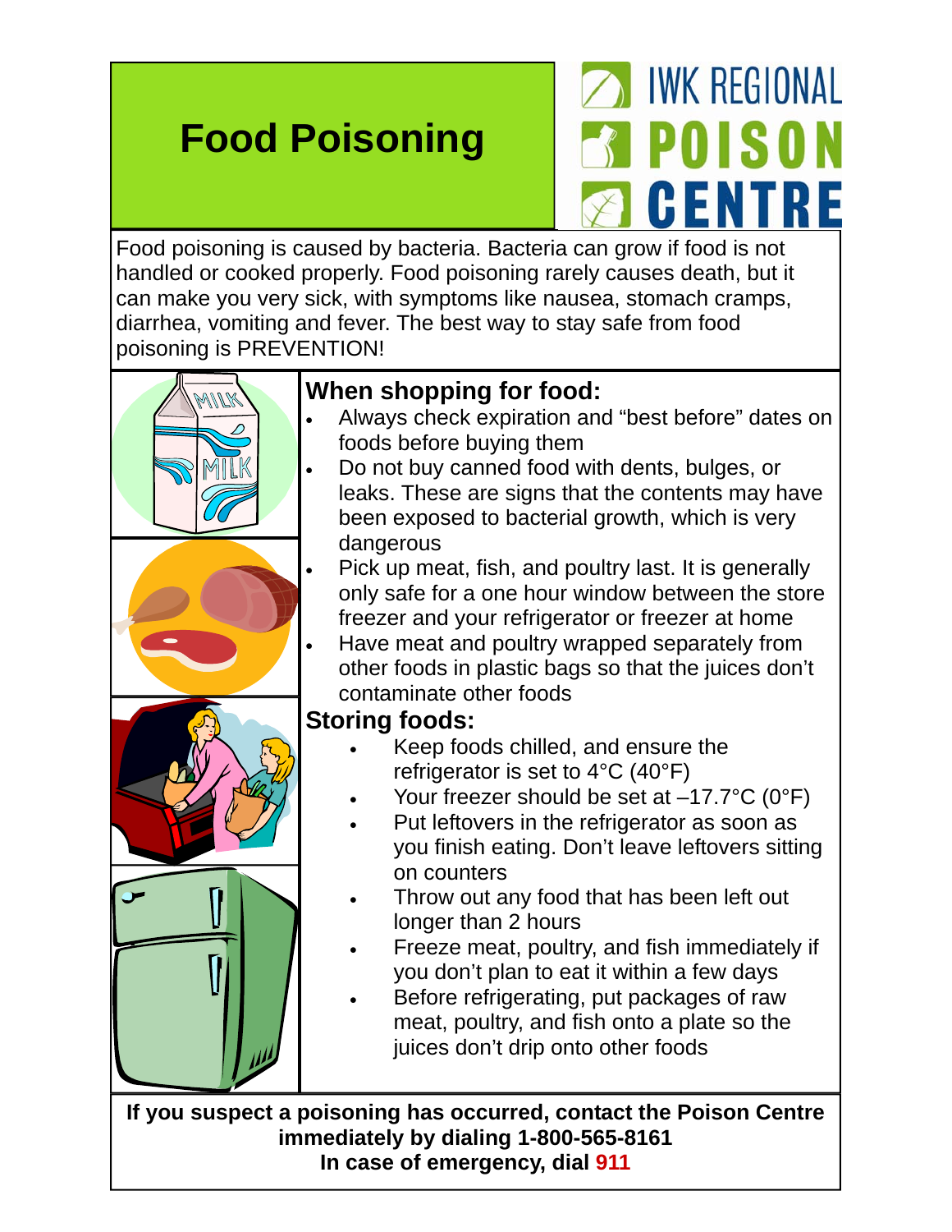# Food Poisoning

IWK REGIONAL POISON CENTRE

Food poisoning is caused by bacteria. Bacteria can grow if food is not handled or cooked properly. Food poisoning rarely causes death, but it can make you very sick, with symptoms like nausea, stomach cramps, diarrhea, vomiting and fever. The best way to stay safe from food poisoning is PREVENTION!

## When shopping for food:

- Always check expiration and "best before" dates on foods before buying them
- Do not buy canned food with dents, bulges, or leaks. These are signs that the contents may have been exposed to bacterial growth, which is very dangerous
- Pick up meat, fish, and poultry last. It is generally only safe for a one hour window between the store freezer and your refrigerator or freezer at home
- Have meat and poultry wrapped separately from other foods in plastic bags so that the juices don't contaminate other foods

## Storing foods:

- Keep foods chilled, and ensure the refrigerator is set to 4°C (40°F)
- Your freezer should be set at –17.7°C (0°F)
- Put leftovers in the refrigerator as soon as you finish eating. Don't leave leftovers sitting on counters
- Throw out any food that has been left out longer than 2 hours
- Freeze meat, poultry, and fish immediately if you don't plan to eat it within a few days
- Before refrigerating, put packages of raw meat, poultry, and fish onto a plate so the juices don't drip onto other foods

**If you suspect a poisoning has occurred, contact the Poison Centre immediately by dialing 1-800-565-8161**
**In case of emergency, dial 911**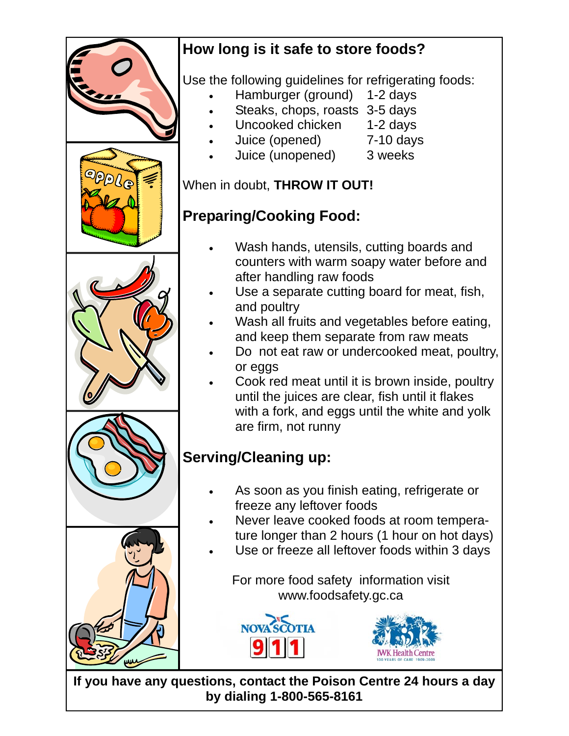## How long is it safe to store foods?

Use the following guidelines for refrigerating foods:

- Hamburger (ground) 1-2 days
- Steaks, chops, roasts 3-5 days
- Uncooked chicken 1-2 days
- Juice (opened) 7-10 days
- Juice (unopened) 3 weeks

When in doubt, **THROW IT OUT!**

## Preparing/Cooking Food:

- Wash hands, utensils, cutting boards and counters with warm soapy water before and after handling raw foods
- Use a separate cutting board for meat, fish, and poultry
- Wash all fruits and vegetables before eating, and keep them separate from raw meats
- Do not eat raw or undercooked meat, poultry, or eggs
- Cook red meat until it is brown inside, poultry until the juices are clear, fish until it flakes with a fork, and eggs until the white and yolk are firm, not runny

## Serving/Cleaning up:

- As soon as you finish eating, refrigerate or freeze any leftover foods
- Never leave cooked foods at room temperature longer than 2 hours (1 hour on hot days)
- Use or freeze all leftover foods within 3 days

For more food safety information visit www.foodsafety.gc.ca

NOVA SCOTIA 911

IWK Health Centre 100 YEARS OF CARE 1909-2009

**If you have any questions, contact the Poison Centre 24 hours a day by dialing 1-800-565-8161**